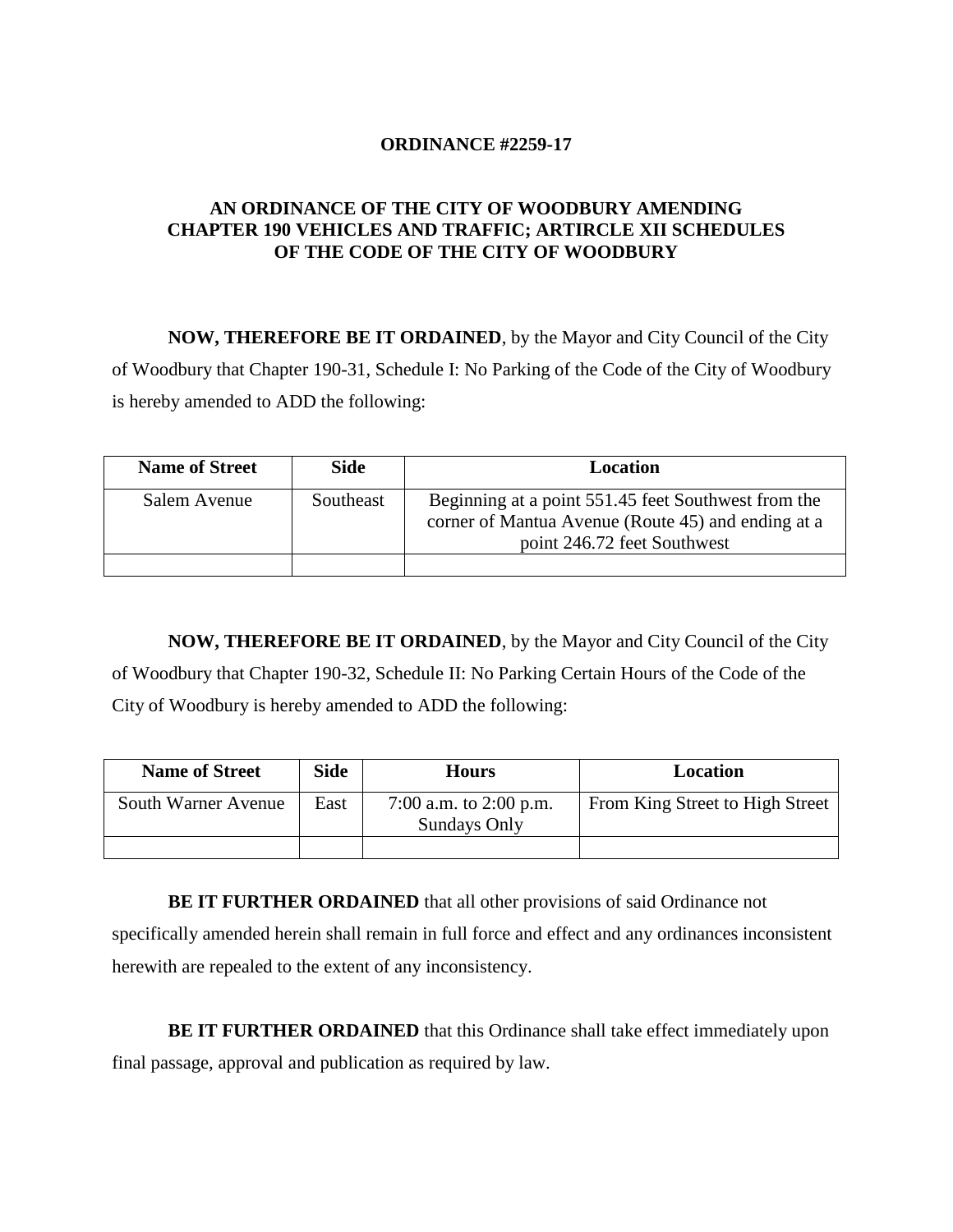**ORDINANCE #2259-17**

**AN ORDINANCE OF THE CITY OF WOODBURY AMENDING CHAPTER 190 VEHICLES AND TRAFFIC; ARTIRCLE XII SCHEDULES OF THE CODE OF THE CITY OF WOODBURY**

**NOW, THEREFORE BE IT ORDAINED**, by the Mayor and City Council of the City of Woodbury that Chapter 190-31, Schedule I: No Parking of the Code of the City of Woodbury is hereby amended to ADD the following:

| Name of Street | Side | Location |
|---|---|---|
| Salem Avenue | Southeast | Beginning at a point 551.45 feet Southwest from the corner of Mantua Avenue (Route 45) and ending at a point 246.72 feet Southwest |
| | | |

**NOW, THEREFORE BE IT ORDAINED**, by the Mayor and City Council of the City of Woodbury that Chapter 190-32, Schedule II: No Parking Certain Hours of the Code of the City of Woodbury is hereby amended to ADD the following:

| Name of Street | Side | Hours | Location |
|---|---|---|---|
| South Warner Avenue | East | 7:00 a.m. to 2:00 p.m. Sundays Only | From King Street to High Street |
| | | | |

**BE IT FURTHER ORDAINED** that all other provisions of said Ordinance not specifically amended herein shall remain in full force and effect and any ordinances inconsistent herewith are repealed to the extent of any inconsistency.

**BE IT FURTHER ORDAINED** that this Ordinance shall take effect immediately upon final passage, approval and publication as required by law.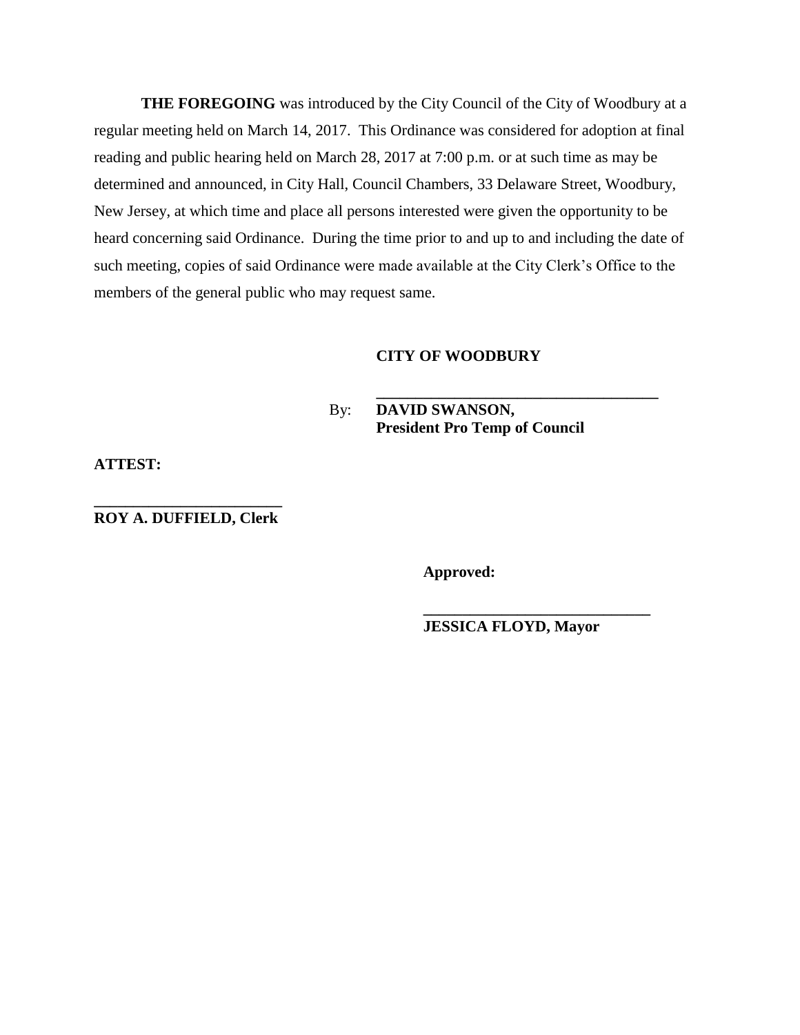**THE FOREGOING** was introduced by the City Council of the City of Woodbury at a regular meeting held on March 14, 2017. This Ordinance was considered for adoption at final reading and public hearing held on March 28, 2017 at 7:00 p.m. or at such time as may be determined and announced, in City Hall, Council Chambers, 33 Delaware Street, Woodbury, New Jersey, at which time and place all persons interested were given the opportunity to be heard concerning said Ordinance. During the time prior to and up to and including the date of such meeting, copies of said Ordinance were made available at the City Clerk's Office to the members of the general public who may request same.

**CITY OF WOODBURY**

By: ______________________________________
**DAVID SWANSON,**
**President Pro Temp of Council**

**ATTEST:**

________________________
**ROY A. DUFFIELD, Clerk**

**Approved:**

______________________________
**JESSICA FLOYD, Mayor**